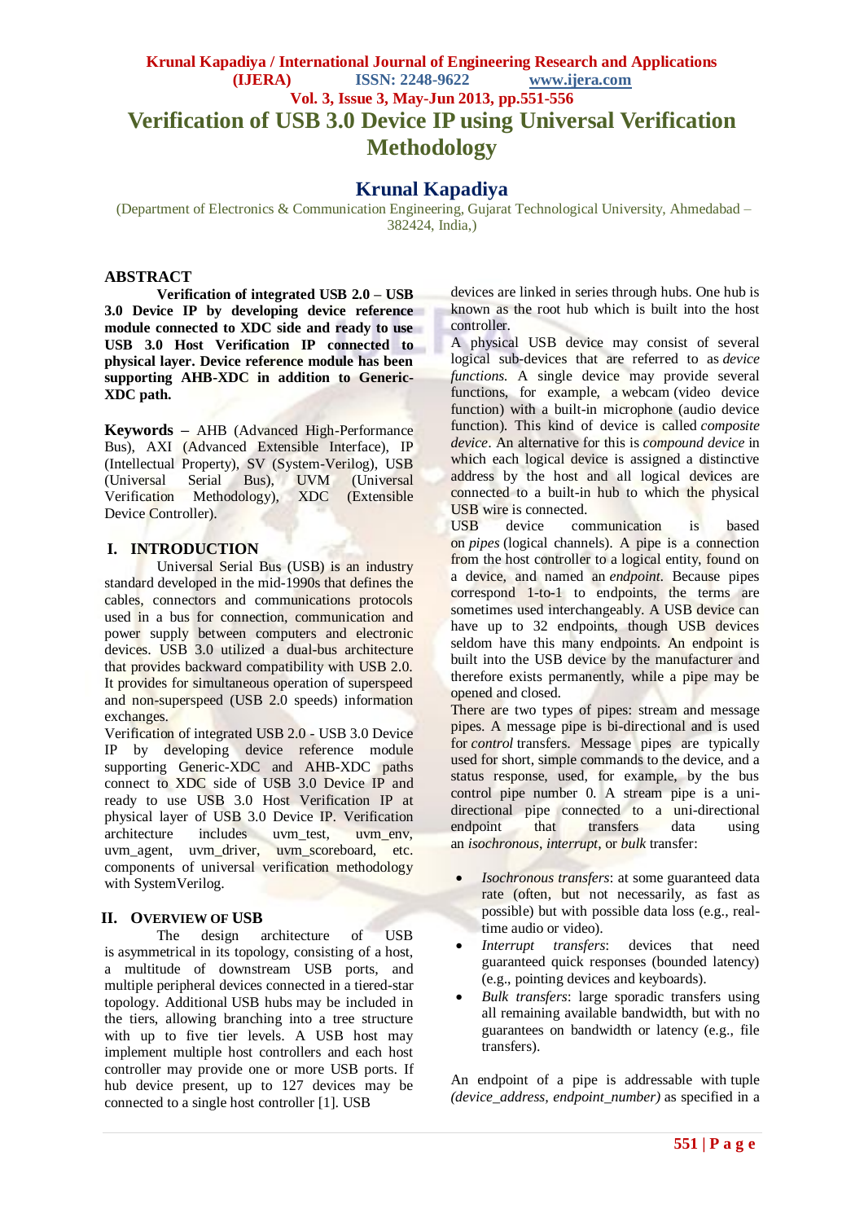# Verification of USB 3.0 Device IP using Universal Verification Methodology

## Krunal Kapadiya

(Department of Electronics & Communication Engineering, Gujarat Technological University, Ahmedabad – 382424, India,)

## ABSTRACT

**Verification of integrated USB 2.0 – USB 3.0 Device IP by developing device reference module connected to XDC side and ready to use USB 3.0 Host Verification IP connected to physical layer. Device reference module has been supporting AHB-XDC in addition to Generic-XDC path.**

**Keywords –** AHB (Advanced High-Performance Bus), AXI (Advanced Extensible Interface), IP (Intellectual Property), SV (System-Verilog), USB (Universal Serial Bus), UVM (Universal Verification Methodology), XDC (Extensible Device Controller).

## I. INTRODUCTION

Universal Serial Bus (USB) is an industry standard developed in the mid-1990s that defines the cables, connectors and communications protocols used in a bus for connection, communication and power supply between computers and electronic devices. USB 3.0 utilized a dual-bus architecture that provides backward compatibility with USB 2.0. It provides for simultaneous operation of superspeed and non-superspeed (USB 2.0 speeds) information exchanges.

Verification of integrated USB 2.0 - USB 3.0 Device IP by developing device reference module supporting Generic-XDC and AHB-XDC paths connect to XDC side of USB 3.0 Device IP and ready to use USB 3.0 Host Verification IP at physical layer of USB 3.0 Device IP. Verification architecture includes uvm_test, uvm_env, uvm_agent, uvm_driver, uvm_scoreboard, etc. components of universal verification methodology with SystemVerilog.

## II. OVERVIEW OF USB

The design architecture of USB is asymmetrical in its topology, consisting of a host, a multitude of downstream USB ports, and multiple peripheral devices connected in a tiered-star topology. Additional USB hubs may be included in the tiers, allowing branching into a tree structure with up to five tier levels. A USB host may implement multiple host controllers and each host controller may provide one or more USB ports. If hub device present, up to 127 devices may be connected to a single host controller [1]. USB devices are linked in series through hubs. One hub is known as the root hub which is built into the host controller.

A physical USB device may consist of several logical sub-devices that are referred to as *device functions*. A single device may provide several functions, for example, a webcam (video device function) with a built-in microphone (audio device function). This kind of device is called *composite device*. An alternative for this is *compound device* in which each logical device is assigned a distinctive address by the host and all logical devices are connected to a built-in hub to which the physical USB wire is connected.

USB device communication is based on *pipes* (logical channels). A pipe is a connection from the host controller to a logical entity, found on a device, and named an *endpoint*. Because pipes correspond 1-to-1 to endpoints, the terms are sometimes used interchangeably. A USB device can have up to 32 endpoints, though USB devices seldom have this many endpoints. An endpoint is built into the USB device by the manufacturer and therefore exists permanently, while a pipe may be opened and closed.

There are two types of pipes: stream and message pipes. A message pipe is bi-directional and is used for *control* transfers. Message pipes are typically used for short, simple commands to the device, and a status response, used, for example, by the bus control pipe number 0. A stream pipe is a uni-directional pipe connected to a uni-directional endpoint that transfers data using an *isochronous*, *interrupt*, or *bulk* transfer:

- *Isochronous transfers*: at some guaranteed data rate (often, but not necessarily, as fast as possible) but with possible data loss (e.g., real-time audio or video).
- *Interrupt transfers*: devices that need guaranteed quick responses (bounded latency) (e.g., pointing devices and keyboards).
- *Bulk transfers*: large sporadic transfers using all remaining available bandwidth, but with no guarantees on bandwidth or latency (e.g., file transfers).

An endpoint of a pipe is addressable with tuple *(device_address, endpoint_number)* as specified in a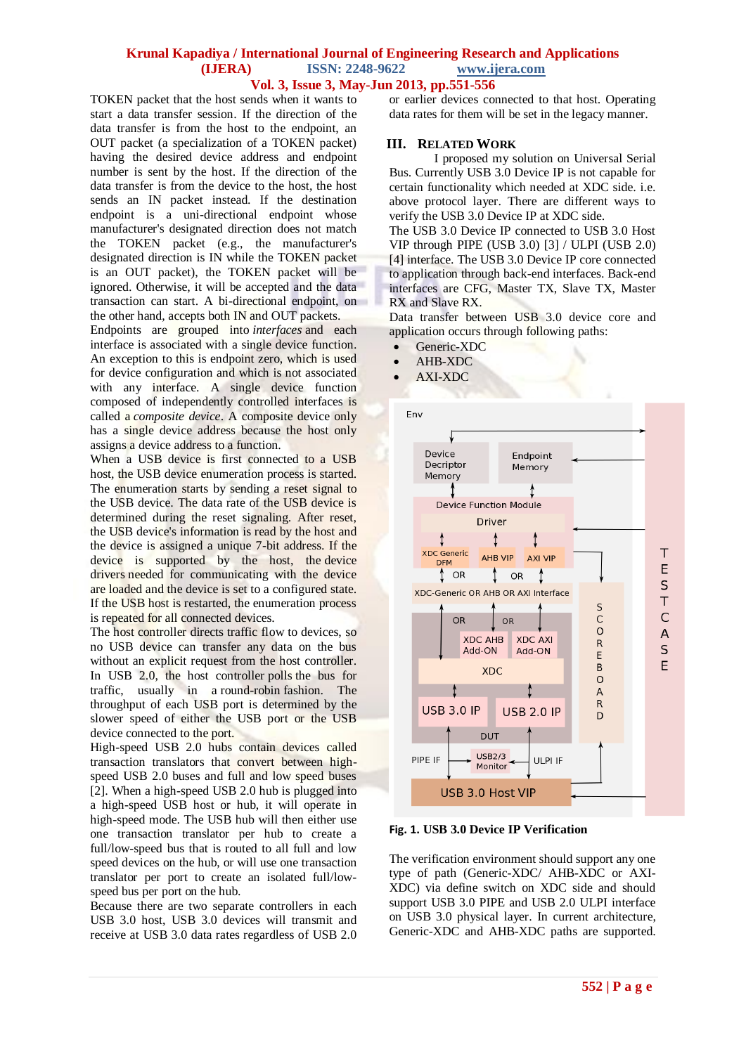TOKEN packet that the host sends when it wants to start a data transfer session. If the direction of the data transfer is from the host to the endpoint, an OUT packet (a specialization of a TOKEN packet) having the desired device address and endpoint number is sent by the host. If the direction of the data transfer is from the device to the host, the host sends an IN packet instead. If the destination endpoint is a uni-directional endpoint whose manufacturer's designated direction does not match the TOKEN packet (e.g., the manufacturer's designated direction is IN while the TOKEN packet is an OUT packet), the TOKEN packet will be ignored. Otherwise, it will be accepted and the data transaction can start. A bi-directional endpoint, on the other hand, accepts both IN and OUT packets.

Endpoints are grouped into *interfaces* and each interface is associated with a single device function. An exception to this is endpoint zero, which is used for device configuration and which is not associated with any interface. A single device function composed of independently controlled interfaces is called a *composite device*. A composite device only has a single device address because the host only assigns a device address to a function.

When a USB device is first connected to a USB host, the USB device enumeration process is started. The enumeration starts by sending a reset signal to the USB device. The data rate of the USB device is determined during the reset signaling. After reset, the USB device's information is read by the host and the device is assigned a unique 7-bit address. If the device is supported by the host, the device drivers needed for communicating with the device are loaded and the device is set to a configured state. If the USB host is restarted, the enumeration process is repeated for all connected devices.

The host controller directs traffic flow to devices, so no USB device can transfer any data on the bus without an explicit request from the host controller. In USB 2.0, the host controller polls the bus for traffic, usually in a round-robin fashion. The throughput of each USB port is determined by the slower speed of either the USB port or the USB device connected to the port.

High-speed USB 2.0 hubs contain devices called transaction translators that convert between high-speed USB 2.0 buses and full and low speed buses [2]. When a high-speed USB 2.0 hub is plugged into a high-speed USB host or hub, it will operate in high-speed mode. The USB hub will then either use one transaction translator per hub to create a full/low-speed bus that is routed to all full and low speed devices on the hub, or will use one transaction translator per port to create an isolated full/low-speed bus per port on the hub.

Because there are two separate controllers in each USB 3.0 host, USB 3.0 devices will transmit and receive at USB 3.0 data rates regardless of USB 2.0 or earlier devices connected to that host. Operating data rates for them will be set in the legacy manner.

## III. Related Work

I proposed my solution on Universal Serial Bus. Currently USB 3.0 Device IP is not capable for certain functionality which needed at XDC side. i.e. above protocol layer. There are different ways to verify the USB 3.0 Device IP at XDC side.

The USB 3.0 Device IP connected to USB 3.0 Host VIP through PIPE (USB 3.0) [3] / ULPI (USB 2.0) [4] interface. The USB 3.0 Device IP core connected to application through back-end interfaces. Back-end interfaces are CFG, Master TX, Slave TX, Master RX and Slave RX.

Data transfer between USB 3.0 device core and application occurs through following paths:

- Generic-XDC
- AHB-XDC
- AXI-XDC

**Fig. 1. USB 3.0 Device IP Verification**

The verification environment should support any one type of path (Generic-XDC/ AHB-XDC or AXI-XDC) via define switch on XDC side and should support USB 3.0 PIPE and USB 2.0 ULPI interface on USB 3.0 physical layer. In current architecture, Generic-XDC and AHB-XDC paths are supported.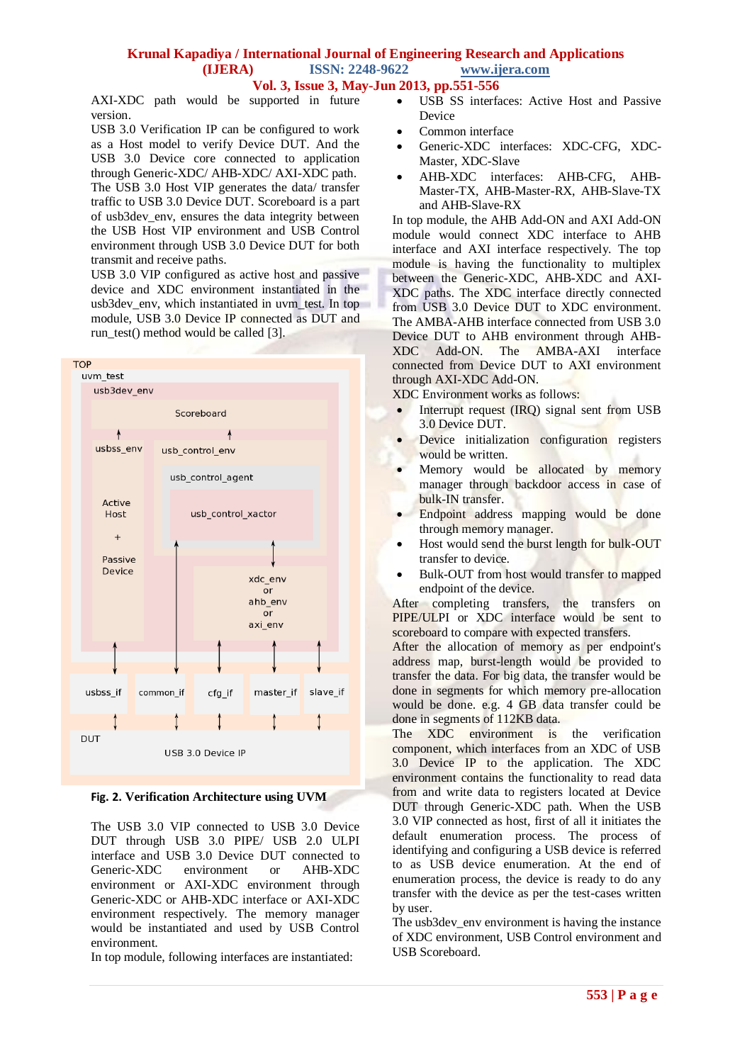AXI-XDC path would be supported in future version.

USB 3.0 Verification IP can be configured to work as a Host model to verify Device DUT. And the USB 3.0 Device core connected to application through Generic-XDC/ AHB-XDC/ AXI-XDC path. The USB 3.0 Host VIP generates the data/ transfer traffic to USB 3.0 Device DUT. Scoreboard is a part of usb3dev_env, ensures the data integrity between the USB Host VIP environment and USB Control environment through USB 3.0 Device DUT for both transmit and receive paths.

USB 3.0 VIP configured as active host and passive device and XDC environment instantiated in the usb3dev_env, which instantiated in uvm_test. In top module, USB 3.0 Device IP connected as DUT and run_test() method would be called [3].

**Fig. 2. Verification Architecture using UVM**

The USB 3.0 VIP connected to USB 3.0 Device DUT through USB 3.0 PIPE/ USB 2.0 ULPI interface and USB 3.0 Device DUT connected to Generic-XDC environment or AHB-XDC environment or AXI-XDC environment through Generic-XDC or AHB-XDC interface or AXI-XDC environment respectively. The memory manager would be instantiated and used by USB Control environment.

In top module, following interfaces are instantiated:

- USB SS interfaces: Active Host and Passive Device
- Common interface
- Generic-XDC interfaces: XDC-CFG, XDC-Master, XDC-Slave
- AHB-XDC interfaces: AHB-CFG, AHB-Master-TX, AHB-Master-RX, AHB-Slave-TX and AHB-Slave-RX

In top module, the AHB Add-ON and AXI Add-ON module would connect XDC interface to AHB interface and AXI interface respectively. The top module is having the functionality to multiplex between the Generic-XDC, AHB-XDC and AXI-XDC paths. The XDC interface directly connected from USB 3.0 Device DUT to XDC environment. The AMBA-AHB interface connected from USB 3.0 Device DUT to AHB environment through AHB-XDC Add-ON. The AMBA-AXI interface connected from Device DUT to AXI environment through AXI-XDC Add-ON.

XDC Environment works as follows:

- Interrupt request (IRQ) signal sent from USB 3.0 Device DUT.
- Device initialization configuration registers would be written.
- Memory would be allocated by memory manager through backdoor access in case of bulk-IN transfer.
- Endpoint address mapping would be done through memory manager.
- Host would send the burst length for bulk-OUT transfer to device.
- Bulk-OUT from host would transfer to mapped endpoint of the device.

After completing transfers, the transfers on PIPE/ULPI or XDC interface would be sent to scoreboard to compare with expected transfers.

After the allocation of memory as per endpoint's address map, burst-length would be provided to transfer the data. For big data, the transfer would be done in segments for which memory pre-allocation would be done. e.g. 4 GB data transfer could be done in segments of 112KB data.

The XDC environment is the verification component, which interfaces from an XDC of USB 3.0 Device IP to the application. The XDC environment contains the functionality to read data from and write data to registers located at Device DUT through Generic-XDC path. When the USB 3.0 VIP connected as host, first of all it initiates the default enumeration process. The process of identifying and configuring a USB device is referred to as USB device enumeration. At the end of enumeration process, the device is ready to do any transfer with the device as per the test-cases written by user.

The usb3dev_env environment is having the instance of XDC environment, USB Control environment and USB Scoreboard.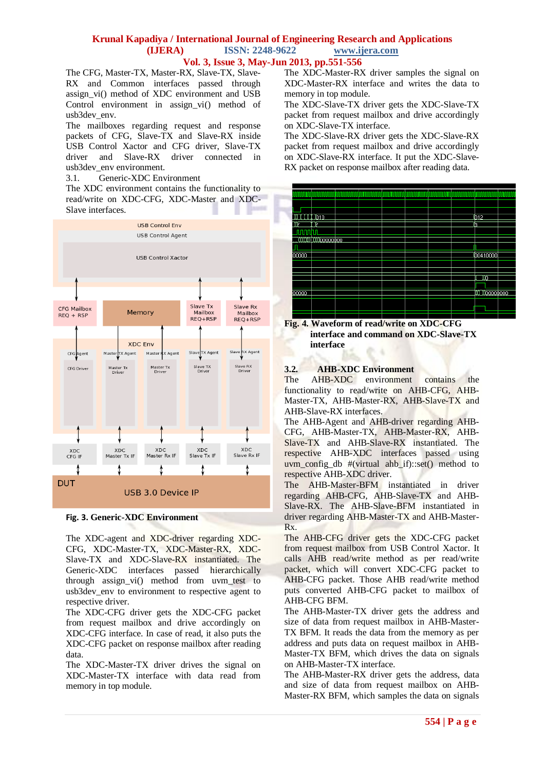The CFG, Master-TX, Master-RX, Slave-TX, Slave-RX and Common interfaces passed through assign_vi() method of XDC environment and USB Control environment in assign_vi() method of usb3dev_env.

The mailboxes regarding request and response packets of CFG, Slave-TX and Slave-RX inside USB Control Xactor and CFG driver, Slave-TX driver and Slave-RX driver connected in usb3dev_env environment.

### 3.1. Generic-XDC Environment

The XDC environment contains the functionality to read/write on XDC-CFG, XDC-Master and XDC-Slave interfaces.

**Fig. 3. Generic-XDC Environment**

The XDC-agent and XDC-driver regarding XDC-CFG, XDC-Master-TX, XDC-Master-RX, XDC-Slave-TX and XDC-Slave-RX instantiated. The Generic-XDC interfaces passed hierarchically through assign_vi() method from uvm_test to usb3dev_env to environment to respective agent to respective driver.

The XDC-CFG driver gets the XDC-CFG packet from request mailbox and drive accordingly on XDC-CFG interface. In case of read, it also puts the XDC-CFG packet on response mailbox after reading data.

The XDC-Master-TX driver drives the signal on XDC-Master-TX interface with data read from memory in top module.

The XDC-Master-RX driver samples the signal on XDC-Master-RX interface and writes the data to memory in top module.

The XDC-Slave-TX driver gets the XDC-Slave-TX packet from request mailbox and drive accordingly on XDC-Slave-TX interface.

The XDC-Slave-RX driver gets the XDC-Slave-RX packet from request mailbox and drive accordingly on XDC-Slave-RX interface. It put the XDC-Slave-RX packet on response mailbox after reading data.

**Fig. 4. Waveform of read/write on XDC-CFG interface and command on XDC-Slave-TX interface**

### 3.2. AHB-XDC Environment

The AHB-XDC environment contains the functionality to read/write on AHB-CFG, AHB-Master-TX, AHB-Master-RX, AHB-Slave-TX and AHB-Slave-RX interfaces.

The AHB-Agent and AHB-driver regarding AHB-CFG, AHB-Master-TX, AHB-Master-RX, AHB-Slave-TX and AHB-Slave-RX instantiated. The respective AHB-XDC interfaces passed using uvm_config_db #(virtual ahb_if)::set() method to respective AHB-XDC driver.

The AHB-Master-BFM instantiated in driver regarding AHB-CFG, AHB-Slave-TX and AHB-Slave-RX. The AHB-Slave-BFM instantiated in driver regarding AHB-Master-TX and AHB-Master-Rx.

The AHB-CFG driver gets the XDC-CFG packet from request mailbox from USB Control Xactor. It calls AHB read/write method as per read/write packet, which will convert XDC-CFG packet to AHB-CFG packet. Those AHB read/write method puts converted AHB-CFG packet to mailbox of AHB-CFG BFM.

The AHB-Master-TX driver gets the address and size of data from request mailbox in AHB-Master-TX BFM. It reads the data from the memory as per address and puts data on request mailbox in AHB-Master-TX BFM, which drives the data on signals on AHB-Master-TX interface.

The AHB-Master-RX driver gets the address, data and size of data from request mailbox on AHB-Master-RX BFM, which samples the data on signals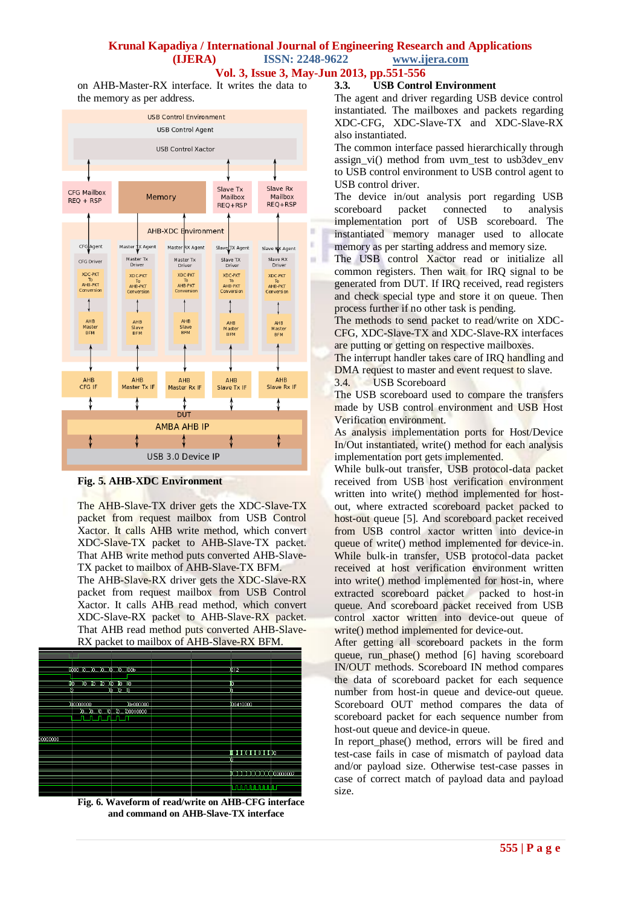on AHB-Master-RX interface. It writes the data to the memory as per address.

**Fig. 5. AHB-XDC Environment**

The AHB-Slave-TX driver gets the XDC-Slave-TX packet from request mailbox from USB Control Xactor. It calls AHB write method, which convert XDC-Slave-TX packet to AHB-Slave-TX packet. That AHB write method puts converted AHB-Slave-TX packet to mailbox of AHB-Slave-TX BFM.

The AHB-Slave-RX driver gets the XDC-Slave-RX packet from request mailbox from USB Control Xactor. It calls AHB read method, which convert XDC-Slave-RX packet to AHB-Slave-RX packet. That AHB read method puts converted AHB-Slave-RX packet to mailbox of AHB-Slave-RX BFM.

**Fig. 6. Waveform of read/write on AHB-CFG interface and command on AHB-Slave-TX interface**

### 3.3. USB Control Environment

The agent and driver regarding USB device control instantiated. The mailboxes and packets regarding XDC-CFG, XDC-Slave-TX and XDC-Slave-RX also instantiated.

The common interface passed hierarchically through assign_vi() method from uvm_test to usb3dev_env to USB control environment to USB control agent to USB control driver.

The device in/out analysis port regarding USB scoreboard packet connected to analysis implementation port of USB scoreboard. The instantiated memory manager used to allocate memory as per starting address and memory size.

The USB control Xactor read or initialize all common registers. Then wait for IRQ signal to be generated from DUT. If IRQ received, read registers and check special type and store it on queue. Then process further if no other task is pending.

The methods to send packet to read/write on XDC-CFG, XDC-Slave-TX and XDC-Slave-RX interfaces are putting or getting on respective mailboxes.

The interrupt handler takes care of IRQ handling and DMA request to master and event request to slave.

### 3.4. USB Scoreboard

The USB scoreboard used to compare the transfers made by USB control environment and USB Host Verification environment.

As analysis implementation ports for Host/Device In/Out instantiated, write() method for each analysis implementation port gets implemented.

While bulk-out transfer, USB protocol-data packet received from USB host verification environment written into write() method implemented for host-out, where extracted scoreboard packet packed to host-out queue [5]. And scoreboard packet received from USB control xactor written into device-in queue of write() method implemented for device-in.

While bulk-in transfer, USB protocol-data packet received at host verification environment written into write() method implemented for host-in, where extracted scoreboard packet packed to host-in queue. And scoreboard packet received from USB control xactor written into device-out queue of write() method implemented for device-out.

After getting all scoreboard packets in the form queue, run_phase() method [6] having scoreboard IN/OUT methods. Scoreboard IN method compares the data of scoreboard packet for each sequence number from host-in queue and device-out queue. Scoreboard OUT method compares the data of scoreboard packet for each sequence number from host-out queue and device-in queue.

In report_phase() method, errors will be fired and test-case fails in case of mismatch of payload data and/or payload size. Otherwise test-case passes in case of correct match of payload data and payload size.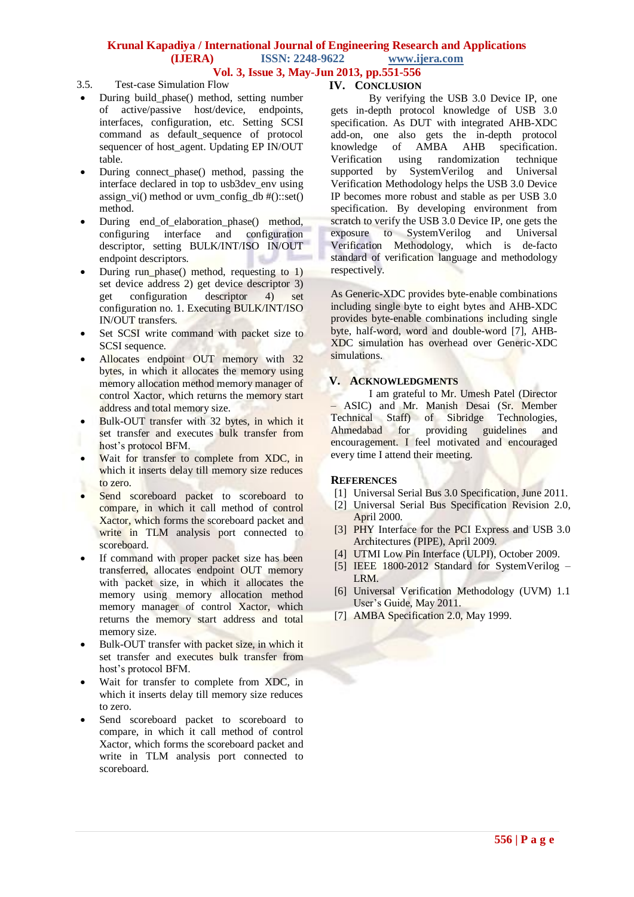### 3.5. Test-case Simulation Flow

- During build_phase() method, setting number of active/passive host/device, endpoints, interfaces, configuration, etc. Setting SCSI command as default_sequence of protocol sequencer of host_agent. Updating EP IN/OUT table.
- During connect_phase() method, passing the interface declared in top to usb3dev_env using assign_vi() method or uvm_config_db #()::set() method.
- During end_of_elaboration_phase() method, configuring interface and configuration descriptor, setting BULK/INT/ISO IN/OUT endpoint descriptors.
- During run_phase() method, requesting to 1) set device address 2) get device descriptor 3) get configuration descriptor 4) set configuration no. 1. Executing BULK/INT/ISO IN/OUT transfers.
- Set SCSI write command with packet size to SCSI sequence.
- Allocates endpoint OUT memory with 32 bytes, in which it allocates the memory using memory allocation method memory manager of control Xactor, which returns the memory start address and total memory size.
- Bulk-OUT transfer with 32 bytes, in which it set transfer and executes bulk transfer from host's protocol BFM.
- Wait for transfer to complete from XDC, in which it inserts delay till memory size reduces to zero.
- Send scoreboard packet to scoreboard to compare, in which it call method of control Xactor, which forms the scoreboard packet and write in TLM analysis port connected to scoreboard.
- If command with proper packet size has been transferred, allocates endpoint OUT memory with packet size, in which it allocates the memory using memory allocation method memory manager of control Xactor, which returns the memory start address and total memory size.
- Bulk-OUT transfer with packet size, in which it set transfer and executes bulk transfer from host's protocol BFM.
- Wait for transfer to complete from XDC, in which it inserts delay till memory size reduces to zero.
- Send scoreboard packet to scoreboard to compare, in which it call method of control Xactor, which forms the scoreboard packet and write in TLM analysis port connected to scoreboard.

## IV. CONCLUSION

By verifying the USB 3.0 Device IP, one gets in-depth protocol knowledge of USB 3.0 specification. As DUT with integrated AHB-XDC add-on, one also gets the in-depth protocol knowledge of AMBA AHB specification. Verification using randomization technique supported by SystemVerilog and Universal Verification Methodology helps the USB 3.0 Device IP becomes more robust and stable as per USB 3.0 specification. By developing environment from scratch to verify the USB 3.0 Device IP, one gets the exposure to SystemVerilog and Universal Verification Methodology, which is de-facto standard of verification language and methodology respectively.

As Generic-XDC provides byte-enable combinations including single byte to eight bytes and AHB-XDC provides byte-enable combinations including single byte, half-word, word and double-word [7], AHB-XDC simulation has overhead over Generic-XDC simulations.

## V. ACKNOWLEDGMENTS

I am grateful to Mr. Umesh Patel (Director – ASIC) and Mr. Manish Desai (Sr. Member Technical Staff) of Sibridge Technologies, Ahmedabad for providing guidelines and encouragement. I feel motivated and encouraged every time I attend their meeting.

## REFERENCES

[1] Universal Serial Bus 3.0 Specification, June 2011.
[2] Universal Serial Bus Specification Revision 2.0, April 2000.
[3] PHY Interface for the PCI Express and USB 3.0 Architectures (PIPE), April 2009.
[4] UTMI Low Pin Interface (ULPI), October 2009.
[5] IEEE 1800-2012 Standard for SystemVerilog – LRM.
[6] Universal Verification Methodology (UVM) 1.1 User's Guide, May 2011.
[7] AMBA Specification 2.0, May 1999.